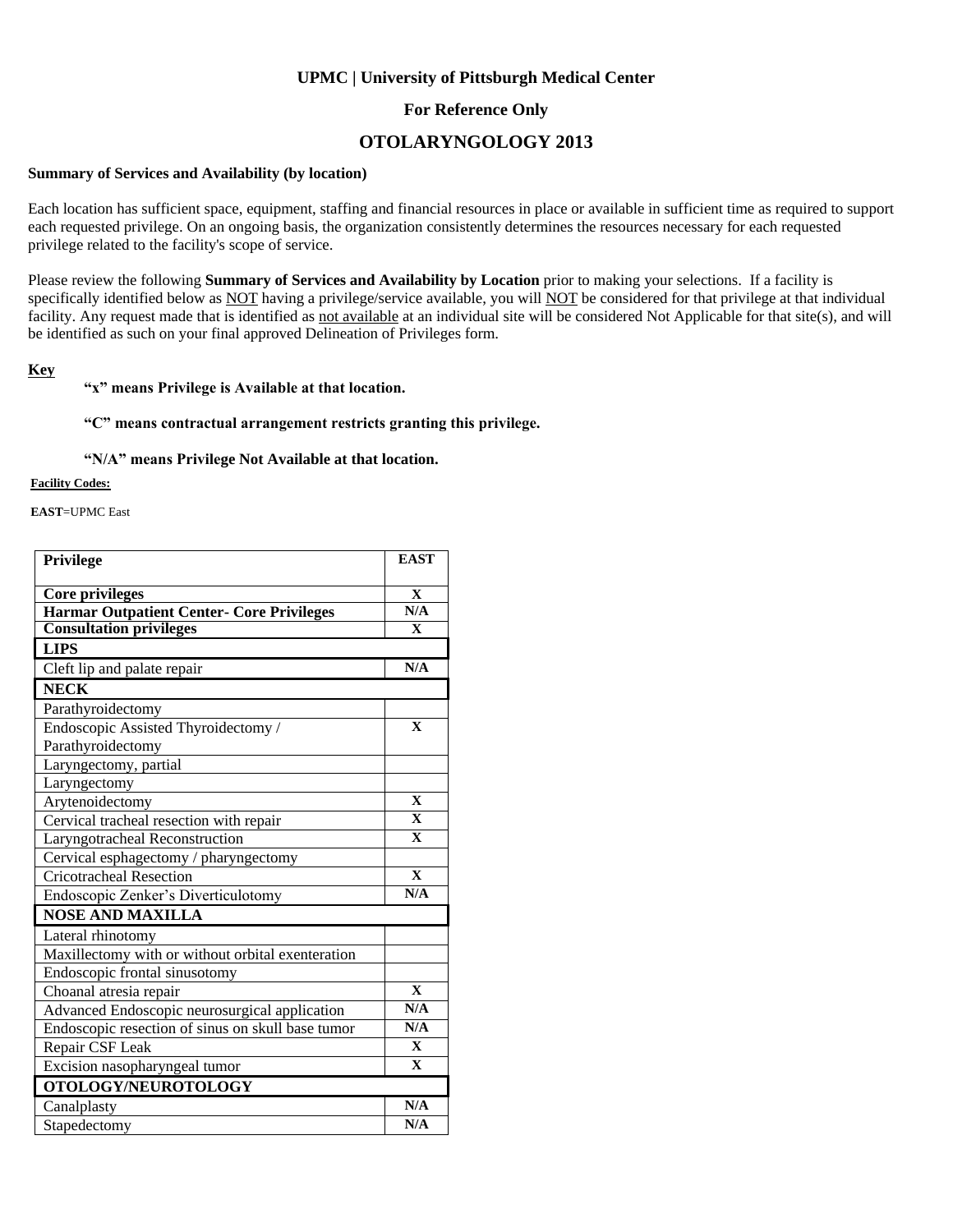**UPMC | University of Pittsburgh Medical Center**

**For Reference Only**

# OTOLARYNGOLOGY 2013

**Summary of Services and Availability (by location)**

Each location has sufficient space, equipment, staffing and financial resources in place or available in sufficient time as required to support each requested privilege. On an ongoing basis, the organization consistently determines the resources necessary for each requested privilege related to the facility's scope of service.

Please review the following **Summary of Services and Availability by Location** prior to making your selections. If a facility is specifically identified below as NOT having a privilege/service available, you will NOT be considered for that privilege at that individual facility. Any request made that is identified as not available at an individual site will be considered Not Applicable for that site(s), and will be identified as such on your final approved Delineation of Privileges form.

**Key**

**"x" means Privilege is Available at that location.**

**"C" means contractual arrangement restricts granting this privilege.**

**"N/A" means Privilege Not Available at that location.**

**Facility Codes:**

**EAST**=UPMC East

| Privilege | EAST |
|---|---|
| **Core privileges** | X |
| **Harmar Outpatient Center- Core Privileges** | N/A |
| **Consultation privileges** | X |
| **LIPS** | |
| Cleft lip and palate repair | N/A |
| **NECK** | |
| Parathyroidectomy | |
| Endoscopic Assisted Thyroidectomy / Parathyroidectomy | X |
| Laryngectomy, partial | |
| Laryngectomy | |
| Arytenoidectomy | X |
| Cervical tracheal resection with repair | X |
| Laryngotracheal Reconstruction | X |
| Cervical esphagectomy / pharyngectomy | |
| Cricotracheal Resection | X |
| Endoscopic Zenker's Diverticulotomy | N/A |
| **NOSE AND MAXILLA** | |
| Lateral rhinotomy | |
| Maxillectomy with or without orbital exenteration | |
| Endoscopic frontal sinusotomy | |
| Choanal atresia repair | X |
| Advanced Endoscopic neurosurgical application | N/A |
| Endoscopic resection of sinus on skull base tumor | N/A |
| Repair CSF Leak | X |
| Excision nasopharyngeal tumor | X |
| **OTOLOGY/NEUROTOLOGY** | |
| Canalplasty | N/A |
| Stapedectomy | N/A |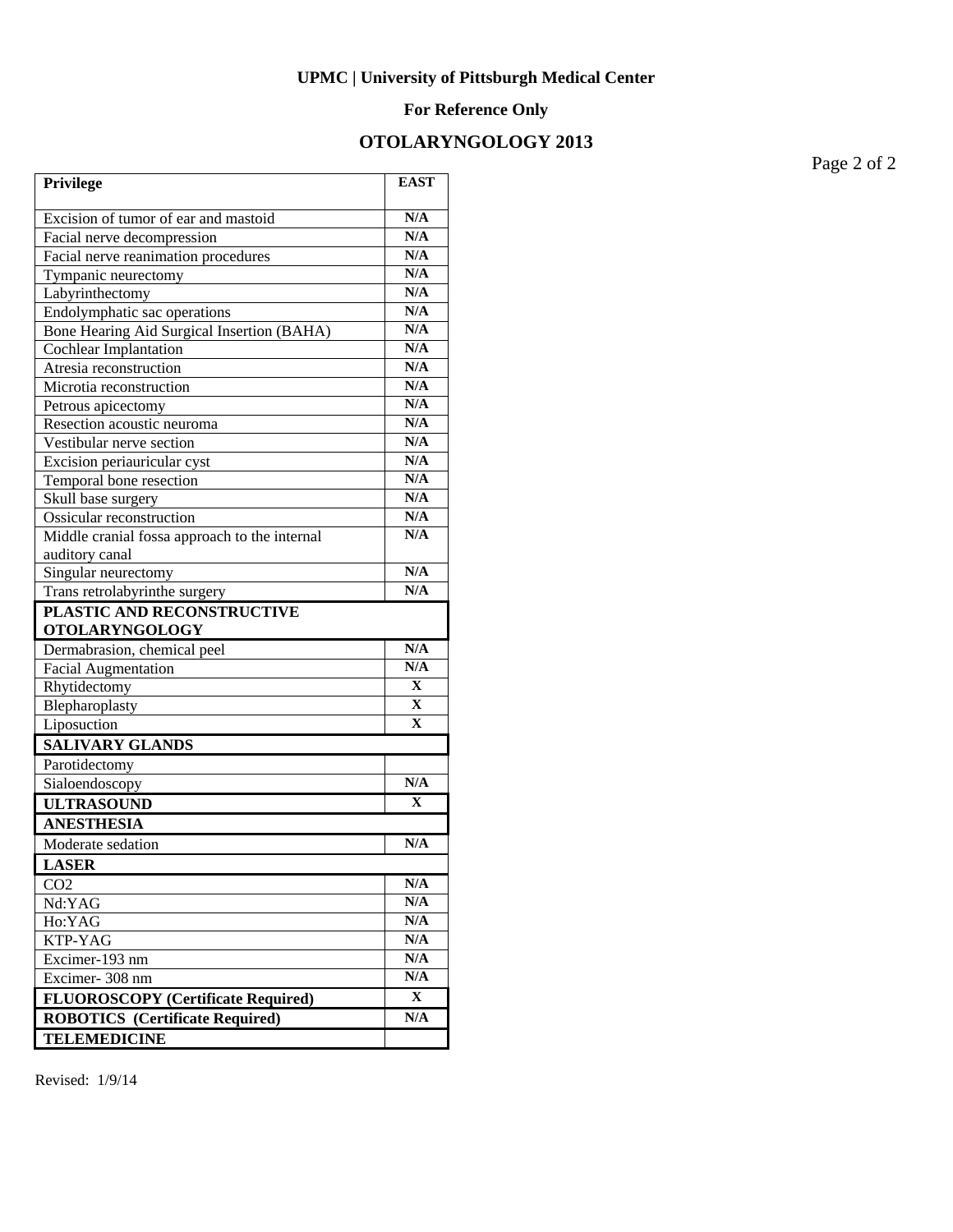**UPMC | University of Pittsburgh Medical Center**

**For Reference Only**

# OTOLARYNGOLOGY 2013

| Privilege | EAST |
|---|---|
| Excision of tumor of ear and mastoid | N/A |
| Facial nerve decompression | N/A |
| Facial nerve reanimation procedures | N/A |
| Tympanic neurectomy | N/A |
| Labyrinthectomy | N/A |
| Endolymphatic sac operations | N/A |
| Bone Hearing Aid Surgical Insertion (BAHA) | N/A |
| Cochlear Implantation | N/A |
| Atresia reconstruction | N/A |
| Microtia reconstruction | N/A |
| Petrous apicectomy | N/A |
| Resection acoustic neuroma | N/A |
| Vestibular nerve section | N/A |
| Excision periauricular cyst | N/A |
| Temporal bone resection | N/A |
| Skull base surgery | N/A |
| Ossicular reconstruction | N/A |
| Middle cranial fossa approach to the internal auditory canal | N/A |
| Singular neurectomy | N/A |
| Trans retrolabyrinthe surgery | N/A |
| **PLASTIC AND RECONSTRUCTIVE OTOLARYNGOLOGY** | |
| Dermabrasion, chemical peel | N/A |
| Facial Augmentation | N/A |
| Rhytidectomy | X |
| Blepharoplasty | X |
| Liposuction | X |
| **SALIVARY GLANDS** | |
| Parotidectomy | |
| Sialoendoscopy | N/A |
| **ULTRASOUND** | X |
| **ANESTHESIA** | |
| Moderate sedation | N/A |
| **LASER** | |
| CO2 | N/A |
| Nd:YAG | N/A |
| Ho:YAG | N/A |
| KTP-YAG | N/A |
| Excimer-193 nm | N/A |
| Excimer- 308 nm | N/A |
| **FLUOROSCOPY (Certificate Required)** | X |
| **ROBOTICS (Certificate Required)** | N/A |
| **TELEMEDICINE** | |

Revised: 1/9/14